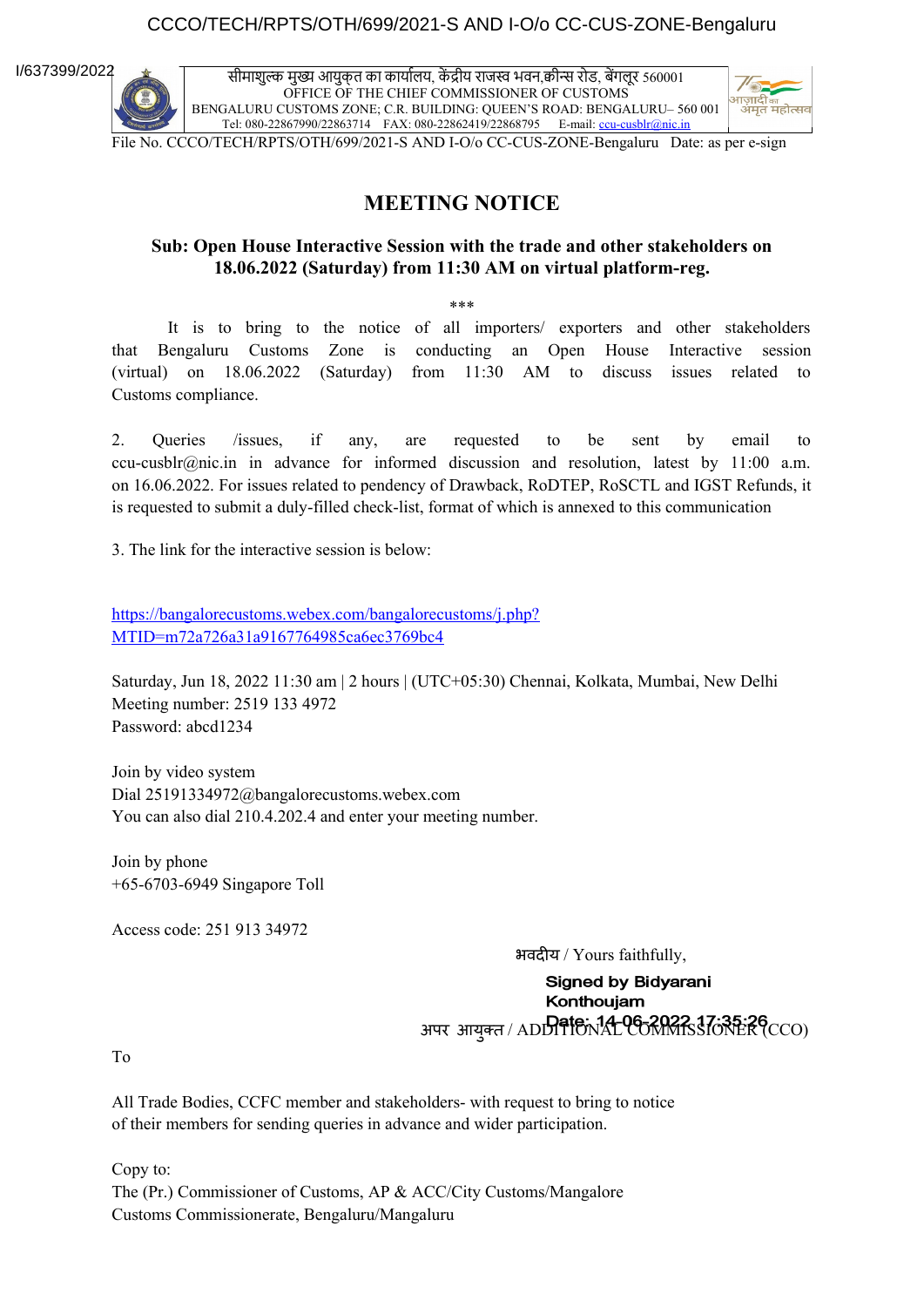CCCO/TECH/RPTS/OTH/699/2021-S AND I-O/o CC-CUS-ZONE-Bengaluru

I/637399/2022

सीमाशुल्क मुख्य आयुक्त का कार्यालय, केंद्रीय राजस्व भवन,क्वीन्स रोड, बेंगलूर 560001
OFFICE OF THE CHIEF COMMISSIONER OF CUSTOMS
BENGALURU CUSTOMS ZONE; C.R. BUILDING: QUEEN'S ROAD: BENGALURU– 560 001
Tel: 080-22867990/22863714 FAX: 080-22862419/22868795 E-mail: ccu-cusblr@nic.in

File No. CCCO/TECH/RPTS/OTH/699/2021-S AND I-O/o CC-CUS-ZONE-Bengaluru Date: as per e-sign

# MEETING NOTICE

**Sub: Open House Interactive Session with the trade and other stakeholders on 18.06.2022 (Saturday) from 11:30 AM on virtual platform-reg.**

***

It is to bring to the notice of all importers/ exporters and other stakeholders that Bengaluru Customs Zone is conducting an Open House Interactive session (virtual) on 18.06.2022 (Saturday) from 11:30 AM to discuss issues related to Customs compliance.

2. Queries /issues, if any, are requested to be sent by email to ccu-cusblr@nic.in in advance for informed discussion and resolution, latest by 11:00 a.m. on 16.06.2022. For issues related to pendency of Drawback, RoDTEP, RoSCTL and IGST Refunds, it is requested to submit a duly-filled check-list, format of which is annexed to this communication

3. The link for the interactive session is below:

https://bangalorecustoms.webex.com/bangalorecustoms/j.php?MTID=m72a726a31a9167764985ca6ec3769bc4

Saturday, Jun 18, 2022 11:30 am | 2 hours | (UTC+05:30) Chennai, Kolkata, Mumbai, New Delhi
Meeting number: 2519 133 4972
Password: abcd1234

Join by video system
Dial 25191334972@bangalorecustoms.webex.com
You can also dial 210.4.202.4 and enter your meeting number.

Join by phone
+65-6703-6949 Singapore Toll

Access code: 251 913 34972

भवदीय / Yours faithfully,

**Signed by Bidyarani Konthoujam**
**Date: 14-06-2022 17:35:26**

अपर आयुक्त / ADDITIONAL COMMISSIONER (CCO)

To

All Trade Bodies, CCFC member and stakeholders- with request to bring to notice of their members for sending queries in advance and wider participation.

Copy to:
The (Pr.) Commissioner of Customs, AP & ACC/City Customs/Mangalore Customs Commissionerate, Bengaluru/Mangaluru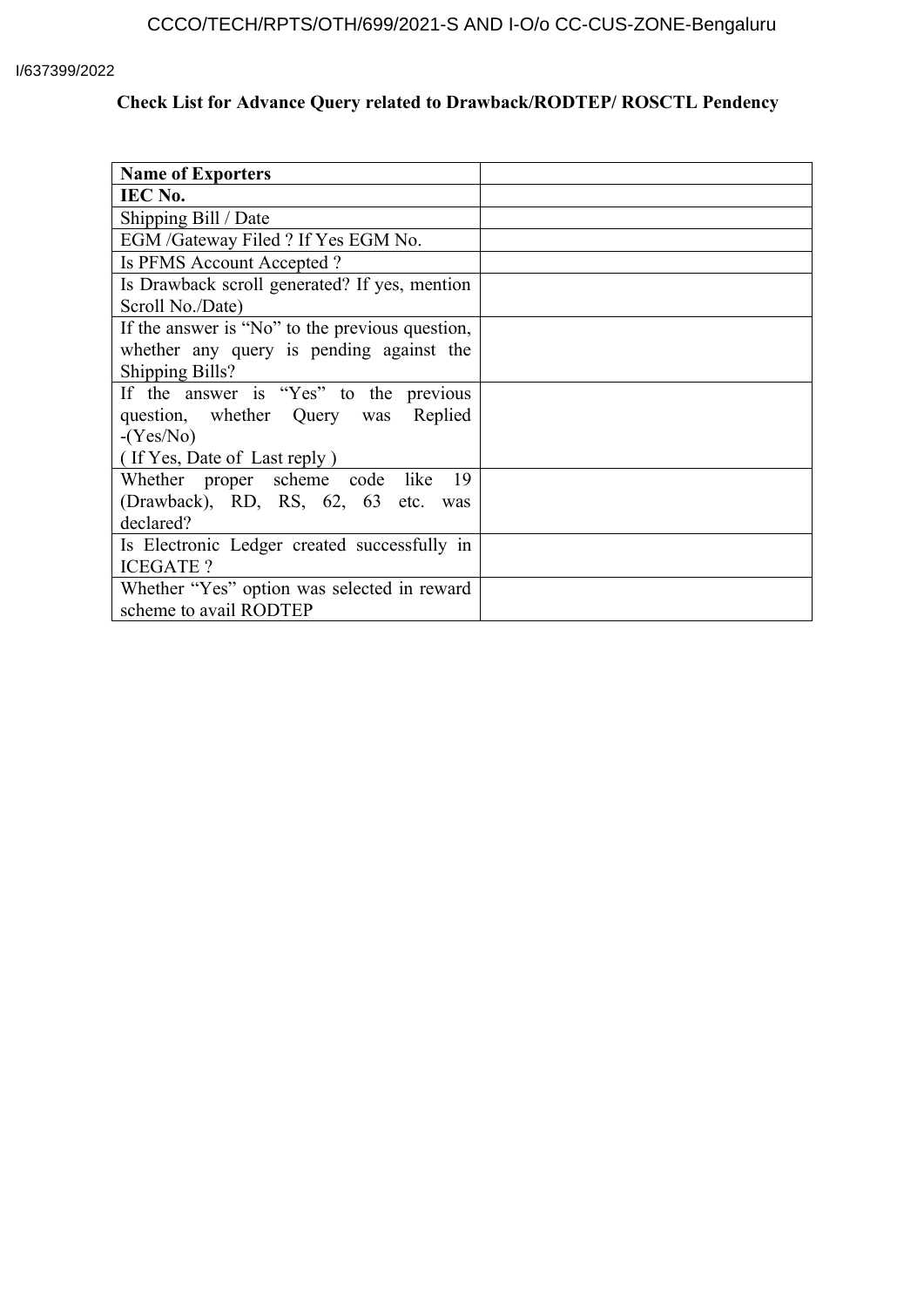## Check List for Advance Query related to Drawback/RODTEP/ ROSCTL Pendency

| **Name of Exporters** | |
|---|---|
| **IEC No.** | |
| Shipping Bill / Date | |
| EGM /Gateway Filed ? If Yes EGM No. | |
| Is PFMS Account Accepted ? | |
| Is Drawback scroll generated? If yes, mention Scroll No./Date) | |
| If the answer is "No" to the previous question, whether any query is pending against the Shipping Bills? | |
| If the answer is "Yes" to the previous question, whether Query was Replied -(Yes/No) ( If Yes, Date of Last reply ) | |
| Whether proper scheme code like 19 (Drawback), RD, RS, 62, 63 etc. was declared? | |
| Is Electronic Ledger created successfully in ICEGATE ? | |
| Whether "Yes" option was selected in reward scheme to avail RODTEP | |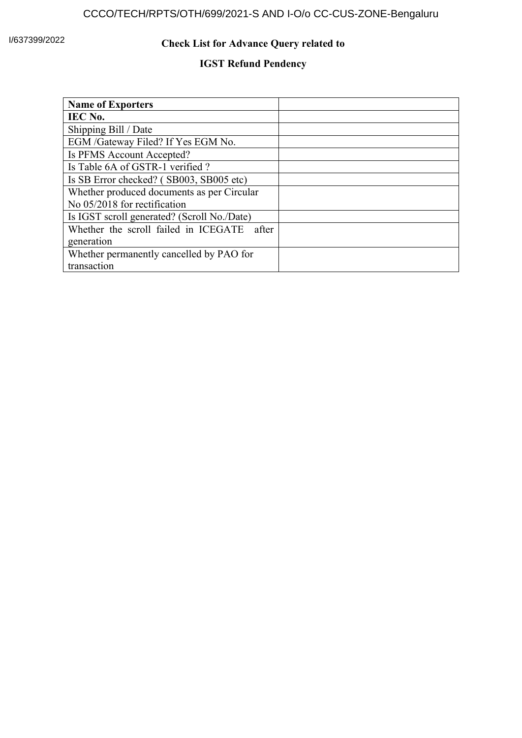I/637399/2022

**Check List for Advance Query related to**

**IGST Refund Pendency**

| | |
|---|---|
| **Name of Exporters** | |
| **IEC No.** | |
| Shipping Bill / Date | |
| EGM /Gateway Filed? If Yes EGM No. | |
| Is PFMS Account Accepted? | |
| Is Table 6A of GSTR-1 verified ? | |
| Is SB Error checked? ( SB003, SB005 etc) | |
| Whether produced documents as per Circular No 05/2018 for rectification | |
| Is IGST scroll generated? (Scroll No./Date) | |
| Whether the scroll failed in ICEGATE after generation | |
| Whether permanently cancelled by PAO for transaction | |